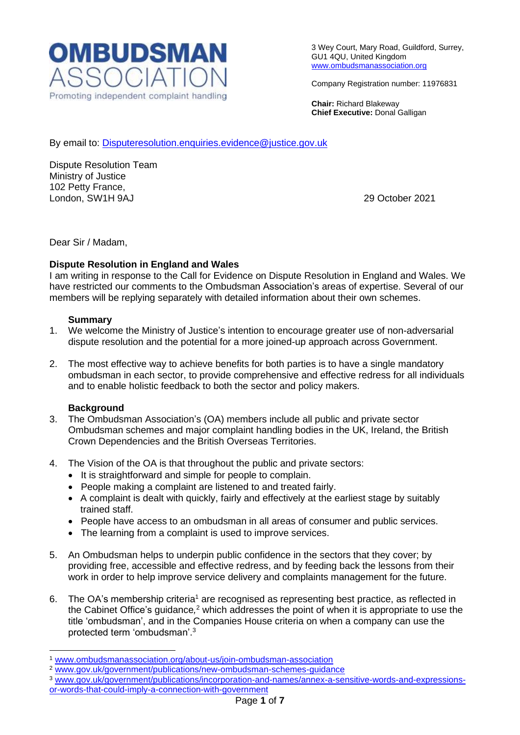**OMBUDSMAN ASSOCIATION**
Promoting independent complaint handling

3 Wey Court, Mary Road, Guildford, Surrey, GU1 4QU, United Kingdom
www.ombudsmanassociation.org

Company Registration number: 11976831

**Chair:** Richard Blakeway
**Chief Executive:** Donal Galligan

By email to: Disputeresolution.enquiries.evidence@justice.gov.uk

Dispute Resolution Team
Ministry of Justice
102 Petty France,
London, SW1H 9AJ

29 October 2021

Dear Sir / Madam,

**Dispute Resolution in England and Wales**

I am writing in response to the Call for Evidence on Dispute Resolution in England and Wales. We have restricted our comments to the Ombudsman Association's areas of expertise. Several of our members will be replying separately with detailed information about their own schemes.

**Summary**

1. We welcome the Ministry of Justice's intention to encourage greater use of non-adversarial dispute resolution and the potential for a more joined-up approach across Government.

2. The most effective way to achieve benefits for both parties is to have a single mandatory ombudsman in each sector, to provide comprehensive and effective redress for all individuals and to enable holistic feedback to both the sector and policy makers.

**Background**

3. The Ombudsman Association's (OA) members include all public and private sector Ombudsman schemes and major complaint handling bodies in the UK, Ireland, the British Crown Dependencies and the British Overseas Territories.

4. The Vision of the OA is that throughout the public and private sectors:
   - It is straightforward and simple for people to complain.
   - People making a complaint are listened to and treated fairly.
   - A complaint is dealt with quickly, fairly and effectively at the earliest stage by suitably trained staff.
   - People have access to an ombudsman in all areas of consumer and public services.
   - The learning from a complaint is used to improve services.

5. An Ombudsman helps to underpin public confidence in the sectors that they cover; by providing free, accessible and effective redress, and by feeding back the lessons from their work in order to help improve service delivery and complaints management for the future.

6. The OA's membership criteria[1] are recognised as representing best practice, as reflected in the Cabinet Office's guidance,[2] which addresses the point of when it is appropriate to use the title 'ombudsman', and in the Companies House criteria on when a company can use the protected term 'ombudsman'.[3]

---

[1] www.ombudsmanassociation.org/about-us/join-ombudsman-association
[2] www.gov.uk/government/publications/new-ombudsman-schemes-guidance
[3] www.gov.uk/government/publications/incorporation-and-names/annex-a-sensitive-words-and-expressions-or-words-that-could-imply-a-connection-with-government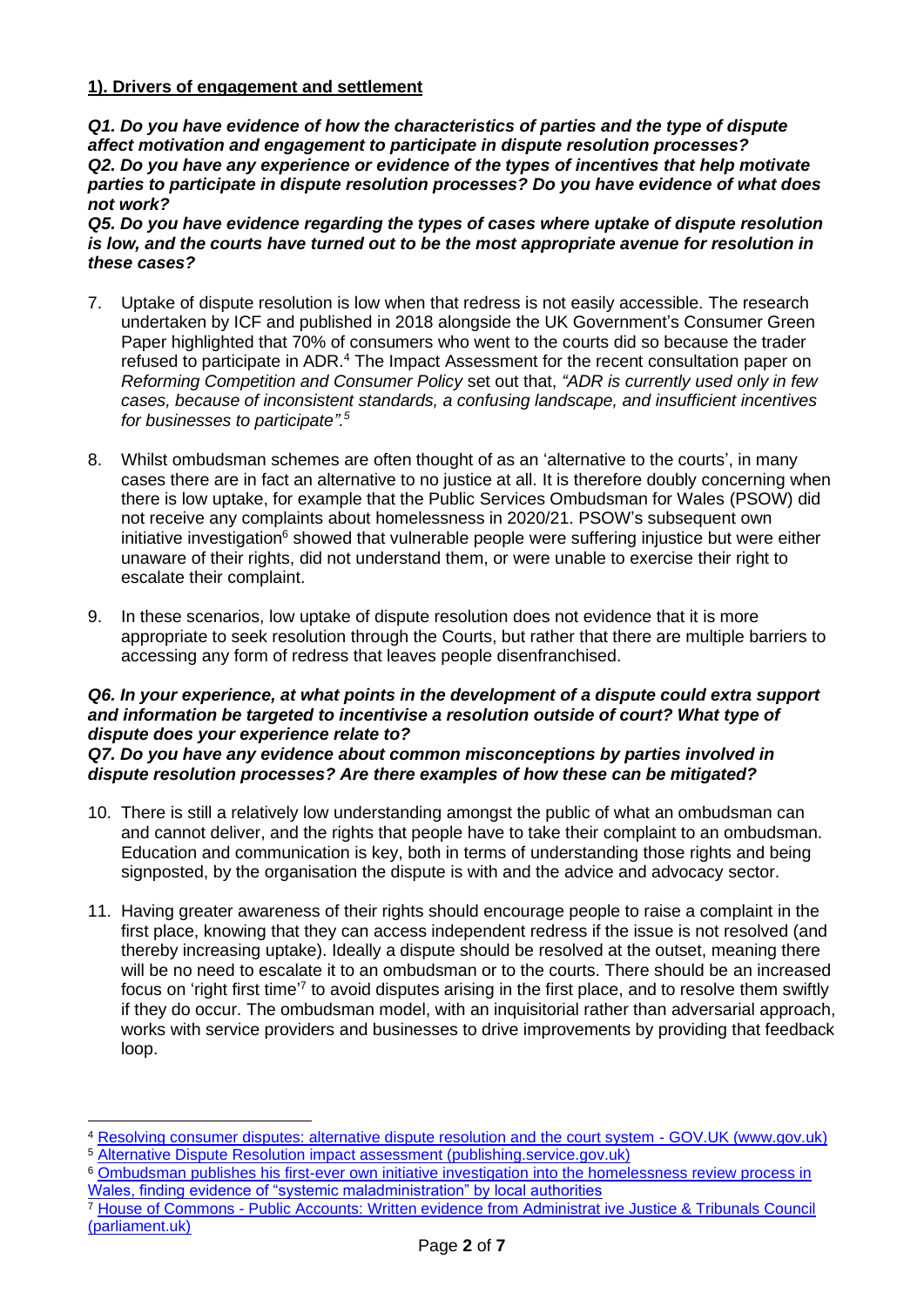## 1). Drivers of engagement and settlement

***Q1. Do you have evidence of how the characteristics of parties and the type of dispute affect motivation and engagement to participate in dispute resolution processes?***
***Q2. Do you have any experience or evidence of the types of incentives that help motivate parties to participate in dispute resolution processes? Do you have evidence of what does not work?***
***Q5. Do you have evidence regarding the types of cases where uptake of dispute resolution is low, and the courts have turned out to be the most appropriate avenue for resolution in these cases?***

7. Uptake of dispute resolution is low when that redress is not easily accessible. The research undertaken by ICF and published in 2018 alongside the UK Government's Consumer Green Paper highlighted that 70% of consumers who went to the courts did so because the trader refused to participate in ADR.[4] The Impact Assessment for the recent consultation paper on *Reforming Competition and Consumer Policy* set out that, *"ADR is currently used only in few cases, because of inconsistent standards, a confusing landscape, and insufficient incentives for businesses to participate".[5]*

8. Whilst ombudsman schemes are often thought of as an 'alternative to the courts', in many cases there are in fact an alternative to no justice at all. It is therefore doubly concerning when there is low uptake, for example that the Public Services Ombudsman for Wales (PSOW) did not receive any complaints about homelessness in 2020/21. PSOW's subsequent own initiative investigation[6] showed that vulnerable people were suffering injustice but were either unaware of their rights, did not understand them, or were unable to exercise their right to escalate their complaint.

9. In these scenarios, low uptake of dispute resolution does not evidence that it is more appropriate to seek resolution through the Courts, but rather that there are multiple barriers to accessing any form of redress that leaves people disenfranchised.

***Q6. In your experience, at what points in the development of a dispute could extra support and information be targeted to incentivise a resolution outside of court? What type of dispute does your experience relate to?***
***Q7. Do you have any evidence about common misconceptions by parties involved in dispute resolution processes? Are there examples of how these can be mitigated?***

10. There is still a relatively low understanding amongst the public of what an ombudsman can and cannot deliver, and the rights that people have to take their complaint to an ombudsman. Education and communication is key, both in terms of understanding those rights and being signposted, by the organisation the dispute is with and the advice and advocacy sector.

11. Having greater awareness of their rights should encourage people to raise a complaint in the first place, knowing that they can access independent redress if the issue is not resolved (and thereby increasing uptake). Ideally a dispute should be resolved at the outset, meaning there will be no need to escalate it to an ombudsman or to the courts. There should be an increased focus on 'right first time'[7] to avoid disputes arising in the first place, and to resolve them swiftly if they do occur. The ombudsman model, with an inquisitorial rather than adversarial approach, works with service providers and businesses to drive improvements by providing that feedback loop.

---

[4] [Resolving consumer disputes: alternative dispute resolution and the court system - GOV.UK (www.gov.uk)]
[5] [Alternative Dispute Resolution impact assessment (publishing.service.gov.uk)]
[6] [Ombudsman publishes his first-ever own initiative investigation into the homelessness review process in Wales, finding evidence of "systemic maladministration" by local authorities]
[7] [House of Commons - Public Accounts: Written evidence from Administrat ive Justice & Tribunals Council (parliament.uk)]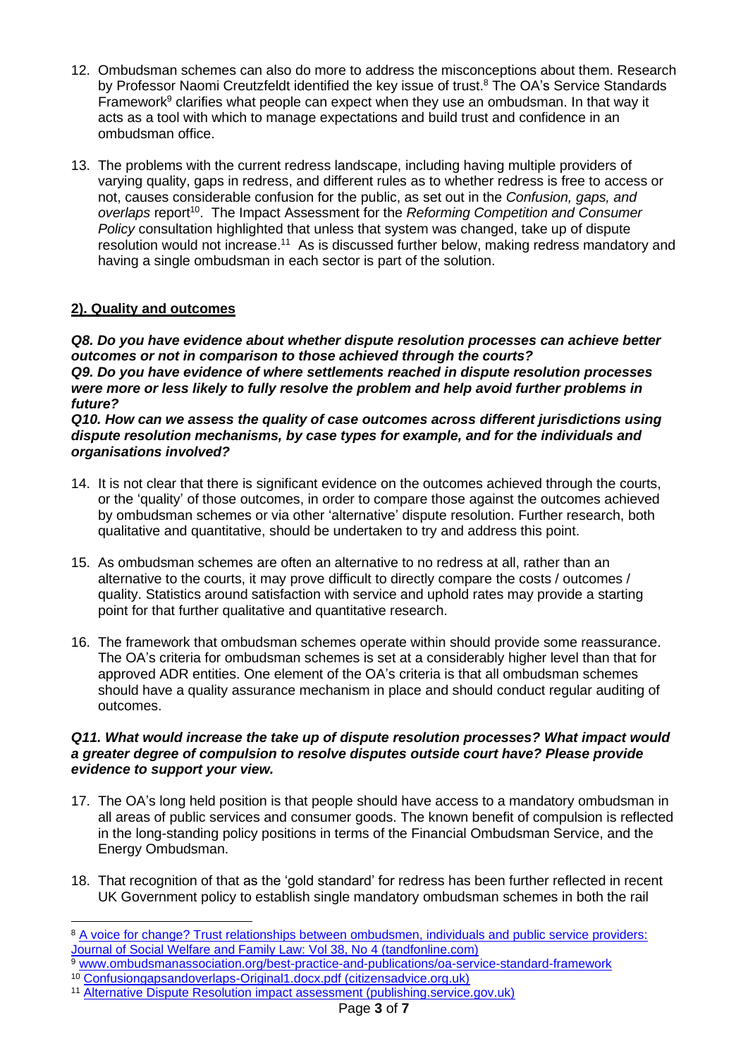12. Ombudsman schemes can also do more to address the misconceptions about them. Research by Professor Naomi Creutzfeldt identified the key issue of trust.[8] The OA's Service Standards Framework[9] clarifies what people can expect when they use an ombudsman. In that way it acts as a tool with which to manage expectations and build trust and confidence in an ombudsman office.

13. The problems with the current redress landscape, including having multiple providers of varying quality, gaps in redress, and different rules as to whether redress is free to access or not, causes considerable confusion for the public, as set out in the *Confusion, gaps, and overlaps* report[10]. The Impact Assessment for the *Reforming Competition and Consumer Policy* consultation highlighted that unless that system was changed, take up of dispute resolution would not increase.[11] As is discussed further below, making redress mandatory and having a single ombudsman in each sector is part of the solution.

## 2). Quality and outcomes

***Q8. Do you have evidence about whether dispute resolution processes can achieve better outcomes or not in comparison to those achieved through the courts?***
***Q9. Do you have evidence of where settlements reached in dispute resolution processes were more or less likely to fully resolve the problem and help avoid further problems in future?***
***Q10. How can we assess the quality of case outcomes across different jurisdictions using dispute resolution mechanisms, by case types for example, and for the individuals and organisations involved?***

14. It is not clear that there is significant evidence on the outcomes achieved through the courts, or the 'quality' of those outcomes, in order to compare those against the outcomes achieved by ombudsman schemes or via other 'alternative' dispute resolution. Further research, both qualitative and quantitative, should be undertaken to try and address this point.

15. As ombudsman schemes are often an alternative to no redress at all, rather than an alternative to the courts, it may prove difficult to directly compare the costs / outcomes / quality. Statistics around satisfaction with service and uphold rates may provide a starting point for that further qualitative and quantitative research.

16. The framework that ombudsman schemes operate within should provide some reassurance. The OA's criteria for ombudsman schemes is set at a considerably higher level than that for approved ADR entities. One element of the OA's criteria is that all ombudsman schemes should have a quality assurance mechanism in place and should conduct regular auditing of outcomes.

***Q11. What would increase the take up of dispute resolution processes? What impact would a greater degree of compulsion to resolve disputes outside court have? Please provide evidence to support your view.***

17. The OA's long held position is that people should have access to a mandatory ombudsman in all areas of public services and consumer goods. The known benefit of compulsion is reflected in the long-standing policy positions in terms of the Financial Ombudsman Service, and the Energy Ombudsman.

18. That recognition of that as the 'gold standard' for redress has been further reflected in recent UK Government policy to establish single mandatory ombudsman schemes in both the rail

---

[8] A voice for change? Trust relationships between ombudsmen, individuals and public service providers: Journal of Social Welfare and Family Law: Vol 38, No 4 (tandfonline.com)

[9] www.ombudsmanassociation.org/best-practice-and-publications/oa-service-standard-framework

[10] Confusiongapsandoverlaps-Original1.docx.pdf (citizensadvice.org.uk)

[11] Alternative Dispute Resolution impact assessment (publishing.service.gov.uk)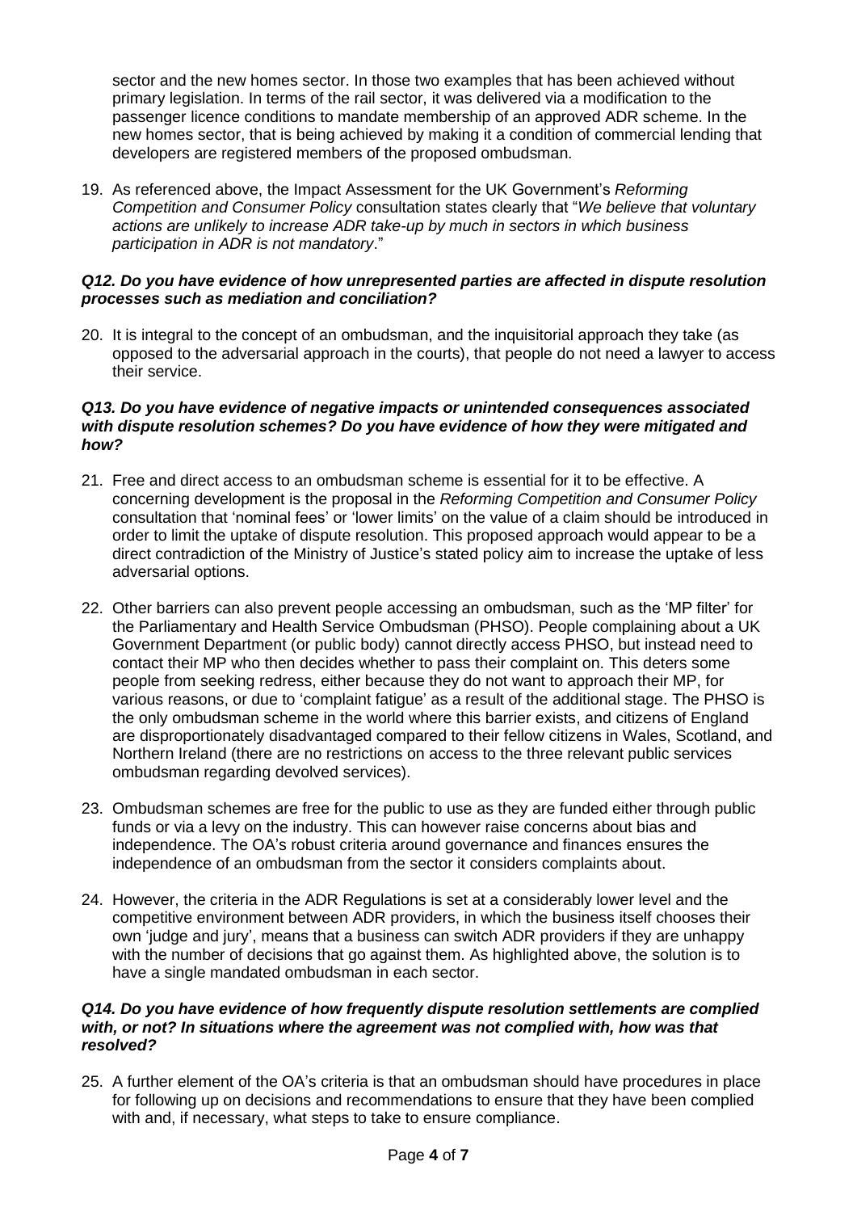sector and the new homes sector. In those two examples that has been achieved without primary legislation. In terms of the rail sector, it was delivered via a modification to the passenger licence conditions to mandate membership of an approved ADR scheme. In the new homes sector, that is being achieved by making it a condition of commercial lending that developers are registered members of the proposed ombudsman.

19. As referenced above, the Impact Assessment for the UK Government's *Reforming Competition and Consumer Policy* consultation states clearly that "*We believe that voluntary actions are unlikely to increase ADR take-up by much in sectors in which business participation in ADR is not mandatory*."

***Q12. Do you have evidence of how unrepresented parties are affected in dispute resolution processes such as mediation and conciliation?***

20. It is integral to the concept of an ombudsman, and the inquisitorial approach they take (as opposed to the adversarial approach in the courts), that people do not need a lawyer to access their service.

***Q13. Do you have evidence of negative impacts or unintended consequences associated with dispute resolution schemes? Do you have evidence of how they were mitigated and how?***

21. Free and direct access to an ombudsman scheme is essential for it to be effective. A concerning development is the proposal in the *Reforming Competition and Consumer Policy* consultation that 'nominal fees' or 'lower limits' on the value of a claim should be introduced in order to limit the uptake of dispute resolution. This proposed approach would appear to be a direct contradiction of the Ministry of Justice's stated policy aim to increase the uptake of less adversarial options.

22. Other barriers can also prevent people accessing an ombudsman, such as the 'MP filter' for the Parliamentary and Health Service Ombudsman (PHSO). People complaining about a UK Government Department (or public body) cannot directly access PHSO, but instead need to contact their MP who then decides whether to pass their complaint on. This deters some people from seeking redress, either because they do not want to approach their MP, for various reasons, or due to 'complaint fatigue' as a result of the additional stage. The PHSO is the only ombudsman scheme in the world where this barrier exists, and citizens of England are disproportionately disadvantaged compared to their fellow citizens in Wales, Scotland, and Northern Ireland (there are no restrictions on access to the three relevant public services ombudsman regarding devolved services).

23. Ombudsman schemes are free for the public to use as they are funded either through public funds or via a levy on the industry. This can however raise concerns about bias and independence. The OA's robust criteria around governance and finances ensures the independence of an ombudsman from the sector it considers complaints about.

24. However, the criteria in the ADR Regulations is set at a considerably lower level and the competitive environment between ADR providers, in which the business itself chooses their own 'judge and jury', means that a business can switch ADR providers if they are unhappy with the number of decisions that go against them. As highlighted above, the solution is to have a single mandated ombudsman in each sector.

***Q14. Do you have evidence of how frequently dispute resolution settlements are complied with, or not? In situations where the agreement was not complied with, how was that resolved?***

25. A further element of the OA's criteria is that an ombudsman should have procedures in place for following up on decisions and recommendations to ensure that they have been complied with and, if necessary, what steps to take to ensure compliance.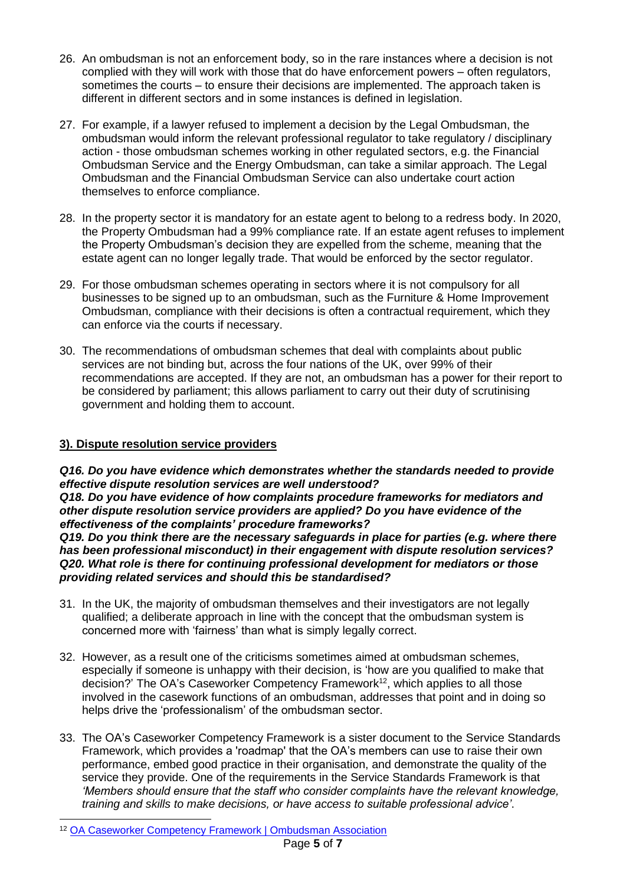26. An ombudsman is not an enforcement body, so in the rare instances where a decision is not complied with they will work with those that do have enforcement powers – often regulators, sometimes the courts – to ensure their decisions are implemented. The approach taken is different in different sectors and in some instances is defined in legislation.

27. For example, if a lawyer refused to implement a decision by the Legal Ombudsman, the ombudsman would inform the relevant professional regulator to take regulatory / disciplinary action - those ombudsman schemes working in other regulated sectors, e.g. the Financial Ombudsman Service and the Energy Ombudsman, can take a similar approach. The Legal Ombudsman and the Financial Ombudsman Service can also undertake court action themselves to enforce compliance.

28. In the property sector it is mandatory for an estate agent to belong to a redress body. In 2020, the Property Ombudsman had a 99% compliance rate. If an estate agent refuses to implement the Property Ombudsman's decision they are expelled from the scheme, meaning that the estate agent can no longer legally trade. That would be enforced by the sector regulator.

29. For those ombudsman schemes operating in sectors where it is not compulsory for all businesses to be signed up to an ombudsman, such as the Furniture & Home Improvement Ombudsman, compliance with their decisions is often a contractual requirement, which they can enforce via the courts if necessary.

30. The recommendations of ombudsman schemes that deal with complaints about public services are not binding but, across the four nations of the UK, over 99% of their recommendations are accepted. If they are not, an ombudsman has a power for their report to be considered by parliament; this allows parliament to carry out their duty of scrutinising government and holding them to account.

## 3). Dispute resolution service providers

***Q16. Do you have evidence which demonstrates whether the standards needed to provide effective dispute resolution services are well understood?***
***Q18. Do you have evidence of how complaints procedure frameworks for mediators and other dispute resolution service providers are applied? Do you have evidence of the effectiveness of the complaints' procedure frameworks?***
***Q19. Do you think there are the necessary safeguards in place for parties (e.g. where there has been professional misconduct) in their engagement with dispute resolution services?***
***Q20. What role is there for continuing professional development for mediators or those providing related services and should this be standardised?***

31. In the UK, the majority of ombudsman themselves and their investigators are not legally qualified; a deliberate approach in line with the concept that the ombudsman system is concerned more with 'fairness' than what is simply legally correct.

32. However, as a result one of the criticisms sometimes aimed at ombudsman schemes, especially if someone is unhappy with their decision, is 'how are you qualified to make that decision?' The OA's Caseworker Competency Framework[12], which applies to all those involved in the casework functions of an ombudsman, addresses that point and in doing so helps drive the 'professionalism' of the ombudsman sector.

33. The OA's Caseworker Competency Framework is a sister document to the Service Standards Framework, which provides a 'roadmap' that the OA's members can use to raise their own performance, embed good practice in their organisation, and demonstrate the quality of the service they provide. One of the requirements in the Service Standards Framework is that *'Members should ensure that the staff who consider complaints have the relevant knowledge, training and skills to make decisions, or have access to suitable professional advice'*.

[12] OA Caseworker Competency Framework | Ombudsman Association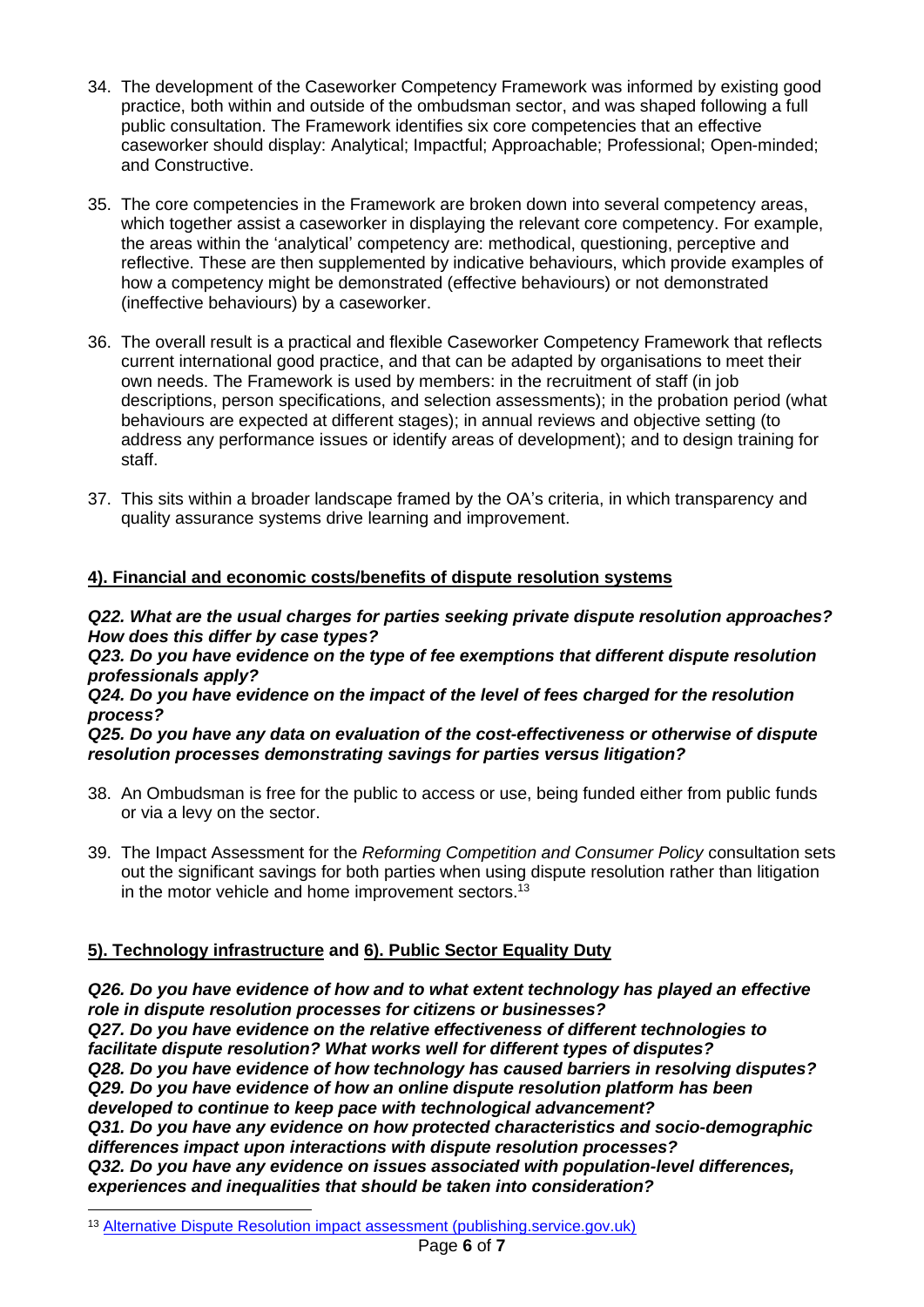34. The development of the Caseworker Competency Framework was informed by existing good practice, both within and outside of the ombudsman sector, and was shaped following a full public consultation. The Framework identifies six core competencies that an effective caseworker should display: Analytical; Impactful; Approachable; Professional; Open-minded; and Constructive.

35. The core competencies in the Framework are broken down into several competency areas, which together assist a caseworker in displaying the relevant core competency. For example, the areas within the 'analytical' competency are: methodical, questioning, perceptive and reflective. These are then supplemented by indicative behaviours, which provide examples of how a competency might be demonstrated (effective behaviours) or not demonstrated (ineffective behaviours) by a caseworker.

36. The overall result is a practical and flexible Caseworker Competency Framework that reflects current international good practice, and that can be adapted by organisations to meet their own needs. The Framework is used by members: in the recruitment of staff (in job descriptions, person specifications, and selection assessments); in the probation period (what behaviours are expected at different stages); in annual reviews and objective setting (to address any performance issues or identify areas of development); and to design training for staff.

37. This sits within a broader landscape framed by the OA's criteria, in which transparency and quality assurance systems drive learning and improvement.

## 4). Financial and economic costs/benefits of dispute resolution systems

***Q22. What are the usual charges for parties seeking private dispute resolution approaches? How does this differ by case types?***
***Q23. Do you have evidence on the type of fee exemptions that different dispute resolution professionals apply?***
***Q24. Do you have evidence on the impact of the level of fees charged for the resolution process?***
***Q25. Do you have any data on evaluation of the cost-effectiveness or otherwise of dispute resolution processes demonstrating savings for parties versus litigation?***

38. An Ombudsman is free for the public to access or use, being funded either from public funds or via a levy on the sector.

39. The Impact Assessment for the *Reforming Competition and Consumer Policy* consultation sets out the significant savings for both parties when using dispute resolution rather than litigation in the motor vehicle and home improvement sectors.[13]

## 5). Technology infrastructure and 6). Public Sector Equality Duty

***Q26. Do you have evidence of how and to what extent technology has played an effective role in dispute resolution processes for citizens or businesses?***
***Q27. Do you have evidence on the relative effectiveness of different technologies to facilitate dispute resolution? What works well for different types of disputes?***
***Q28. Do you have evidence of how technology has caused barriers in resolving disputes?***
***Q29. Do you have evidence of how an online dispute resolution platform has been developed to continue to keep pace with technological advancement?***
***Q31. Do you have any evidence on how protected characteristics and socio-demographic differences impact upon interactions with dispute resolution processes?***
***Q32. Do you have any evidence on issues associated with population-level differences, experiences and inequalities that should be taken into consideration?***

---

[13] Alternative Dispute Resolution impact assessment (publishing.service.gov.uk)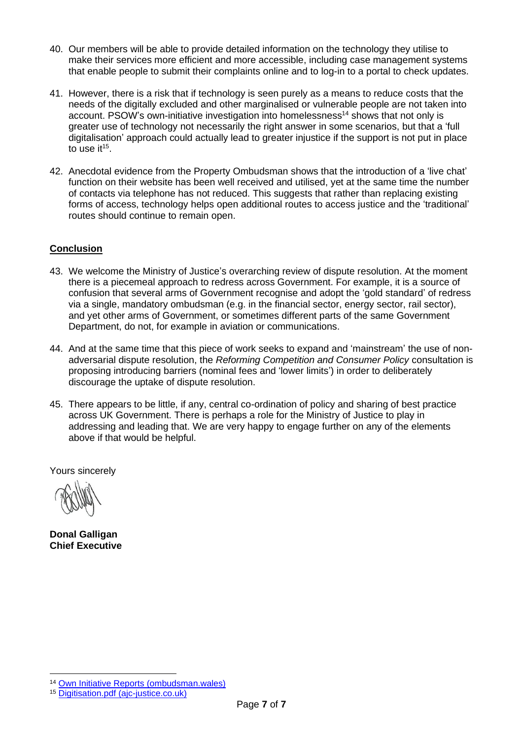40. Our members will be able to provide detailed information on the technology they utilise to make their services more efficient and more accessible, including case management systems that enable people to submit their complaints online and to log-in to a portal to check updates.

41. However, there is a risk that if technology is seen purely as a means to reduce costs that the needs of the digitally excluded and other marginalised or vulnerable people are not taken into account. PSOW's own-initiative investigation into homelessness[14] shows that not only is greater use of technology not necessarily the right answer in some scenarios, but that a 'full digitalisation' approach could actually lead to greater injustice if the support is not put in place to use it[15].

42. Anecdotal evidence from the Property Ombudsman shows that the introduction of a 'live chat' function on their website has been well received and utilised, yet at the same time the number of contacts via telephone has not reduced. This suggests that rather than replacing existing forms of access, technology helps open additional routes to access justice and the 'traditional' routes should continue to remain open.

**Conclusion**

43. We welcome the Ministry of Justice's overarching review of dispute resolution. At the moment there is a piecemeal approach to redress across Government. For example, it is a source of confusion that several arms of Government recognise and adopt the 'gold standard' of redress via a single, mandatory ombudsman (e.g. in the financial sector, energy sector, rail sector), and yet other arms of Government, or sometimes different parts of the same Government Department, do not, for example in aviation or communications.

44. And at the same time that this piece of work seeks to expand and 'mainstream' the use of non-adversarial dispute resolution, the *Reforming Competition and Consumer Policy* consultation is proposing introducing barriers (nominal fees and 'lower limits') in order to deliberately discourage the uptake of dispute resolution.

45. There appears to be little, if any, central co-ordination of policy and sharing of best practice across UK Government. There is perhaps a role for the Ministry of Justice to play in addressing and leading that. We are very happy to engage further on any of the elements above if that would be helpful.

Yours sincerely

**Donal Galligan**
**Chief Executive**

[14] Own Initiative Reports (ombudsman.wales)

[15] Digitisation.pdf (ajc-justice.co.uk)